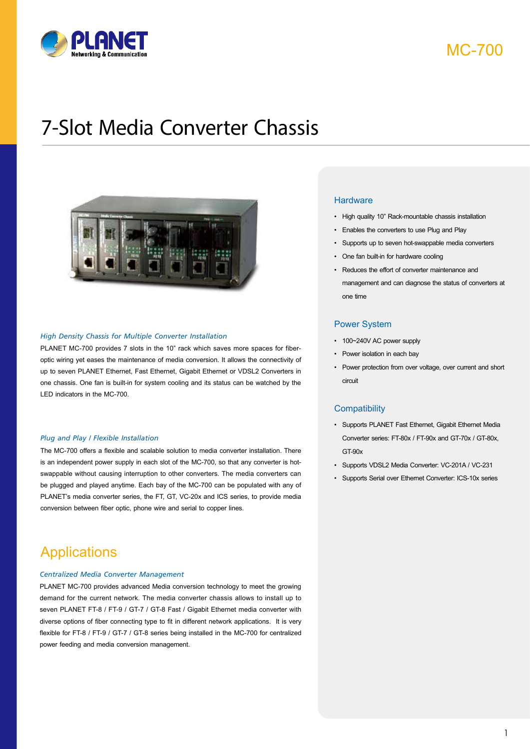# MC-700

# 7-Slot Media Converter Chassis

### *High Density Chassis for Multiple Converter Installation*

PLANET MC-700 provides 7 slots in the 10" rack which saves more spaces for fiber-optic wiring yet eases the maintenance of media conversion. It allows the connectivity of up to seven PLANET Ethernet, Fast Ethernet, Gigabit Ethernet or VDSL2 Converters in one chassis. One fan is built-in for system cooling and its status can be watched by the LED indicators in the MC-700.

### *Plug and Play / Flexible Installation*

The MC-700 offers a flexible and scalable solution to media converter installation. There is an independent power supply in each slot of the MC-700, so that any converter is hot-swappable without causing interruption to other converters. The media converters can be plugged and played anytime. Each bay of the MC-700 can be populated with any of PLANET's media converter series, the FT, GT, VC-20x and ICS series, to provide media conversion between fiber optic, phone wire and serial to copper lines.

## Applications

### *Centralized Media Converter Management*

PLANET MC-700 provides advanced Media conversion technology to meet the growing demand for the current network. The media converter chassis allows to install up to seven PLANET FT-8 / FT-9 / GT-7 / GT-8 Fast / Gigabit Ethernet media converter with diverse options of fiber connecting type to fit in different network applications.  It is very flexible for FT-8 / FT-9 / GT-7 / GT-8 series being installed in the MC-700 for centralized power feeding and media conversion management.

## Hardware

- High quality 10" Rack-mountable chassis installation
- Enables the converters to use Plug and Play
- Supports up to seven hot-swappable media converters
- One fan built-in for hardware cooling
- Reduces the effort of converter maintenance and management and can diagnose the status of converters at one time

## Power System

- 100~240V AC power supply
- Power isolation in each bay
- Power protection from over voltage, over current and short circuit

## Compatibility

- Supports PLANET Fast Ethernet, Gigabit Ethernet Media Converter series: FT-80x / FT-90x and GT-70x / GT-80x, GT-90x
- Supports VDSL2 Media Converter: VC-201A / VC-231
- Supports Serial over Ethernet Converter: ICS-10x series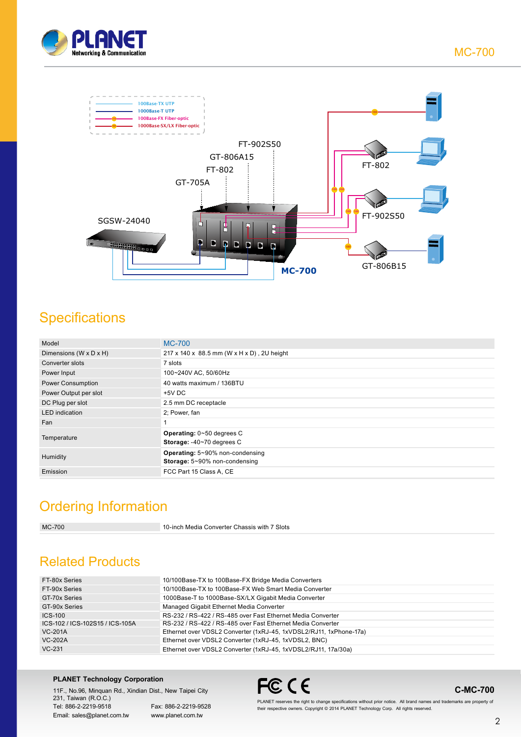100Base-TX UTP
1000Base-T UTP
100Base-FX Fiber-optic
1000Base-SX/LX Fiber-optic

FT-902S50
GT-806A15
FT-802
GT-705A
SGSW-24040
MC-700
FT-802
FT-902S50
GT-806B15

## Specifications

| | |
|---|---|
| Model | MC-700 |
| Dimensions (W x D x H) | 217 x 140 x 88.5 mm (W x H x D) , 2U height |
| Converter slots | 7 slots |
| Power Input | 100~240V AC, 50/60Hz |
| Power Consumption | 40 watts maximum / 136BTU |
| Power Output per slot | +5V DC |
| DC Plug per slot | 2.5 mm DC receptacle |
| LED indication | 2; Power, fan |
| Fan | 1 |
| Temperature | **Operating:** 0~50 degrees C<br>**Storage:** -40~70 degrees C |
| Humidity | **Operating:** 5~90% non-condensing<br>**Storage:** 5~90% non-condensing |
| Emission | FCC Part 15 Class A, CE |

## Ordering Information

| | |
|---|---|
| MC-700 | 10-inch Media Converter Chassis with 7 Slots |

## Related Products

| | |
|---|---|
| FT-80x Series | 10/100Base-TX to 100Base-FX Bridge Media Converters |
| FT-90x Series | 10/100Base-TX to 100Base-FX Web Smart Media Converter |
| GT-70x Series | 1000Base-T to 1000Base-SX/LX Gigabit Media Converter |
| GT-90x Series | Managed Gigabit Ethernet Media Converter |
| ICS-100 | RS-232 / RS-422 / RS-485 over Fast Ethernet Media Converter |
| ICS-102 / ICS-102S15 / ICS-105A | RS-232 / RS-422 / RS-485 over Fast Ethernet Media Converter |
| VC-201A | Ethernet over VDSL2 Converter (1xRJ-45, 1xVDSL2/RJ11, 1xPhone-17a) |
| VC-202A | Ethernet over VDSL2 Converter (1xRJ-45, 1xVDSL2, BNC) |
| VC-231 | Ethernet over VDSL2 Converter (1xRJ-45, 1xVDSL2/RJ11, 17a/30a) |

**PLANET Technology Corporation**

11F., No.96, Minquan Rd., Xindian Dist., New Taipei City 231, Taiwan (R.O.C.)
Tel: 886-2-2219-9518 Fax: 886-2-2219-9528
Email: sales@planet.com.tw www.planet.com.tw

**C-MC-700**

PLANET reserves the right to change specifications without prior notice. All brand names and trademarks are property of their respective owners. Copyright © 2014 PLANET Technology Corp. All rights reserved.